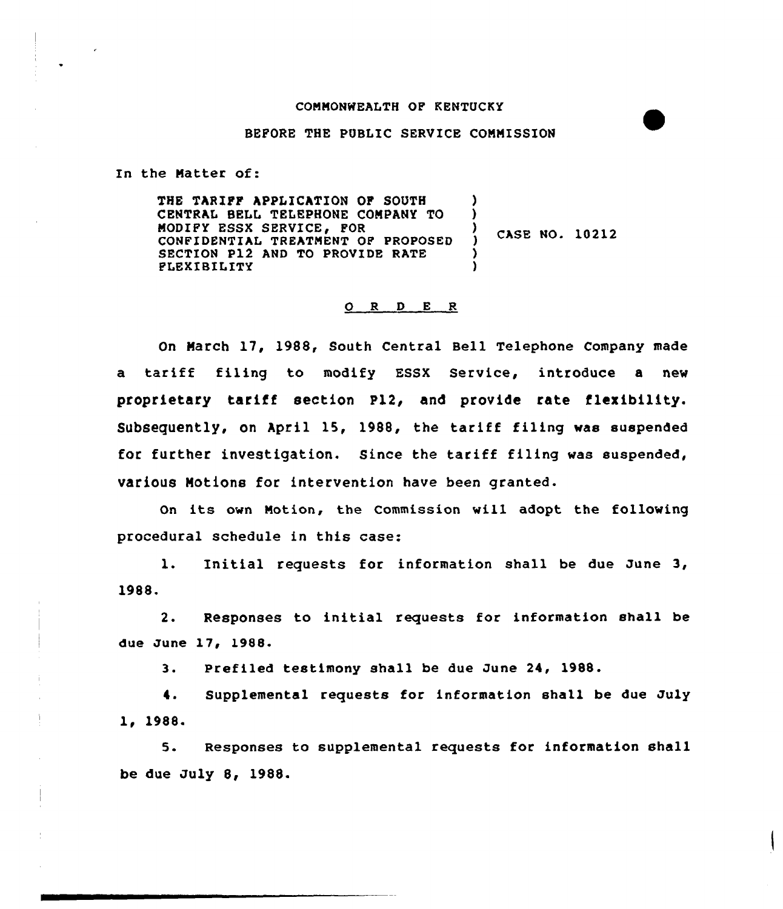COMMONWEALTH OF KENTUCKY

BEFORE THE PUBLIC SERVICE COMMISSION

In the Matter of:

THE TARIFF APPLICATION OF SOUTH CENTRAL BELL TELEPHONE COMPANY TO MODIFY ESSX SERVICE, FOR CONFIDENTIAL TREATMENT OF PROPOSED SECTION P12 AND TO PROVIDE RATE FLEXIBILITY ) CASE NO. 10212

O R D E R

On March 17, 1988, South Central Bell Telephone Company made a tariff filing to modify ESSX Service, introduce a new proprietary tariff section P12, and provide rate flexibility. Subsequently, on April 15, 1988, the tariff filing was suspended for further investigation. Since the tariff filing was suspended, various Motions for intervention have been granted.

On its own Motion, the Commission will adopt the following procedural schedule in this case:

1. Initial requests for information shall be due June 3, 1988.

2. Responses to initial requests for information shall be due June 17, 1988.

3. Prefiled testimony shall be due June 24, 1988.

4. Supplemental requests for information shall be due July 1, 1988.

5. Responses to supplemental requests for information shall be due July 8, 1988.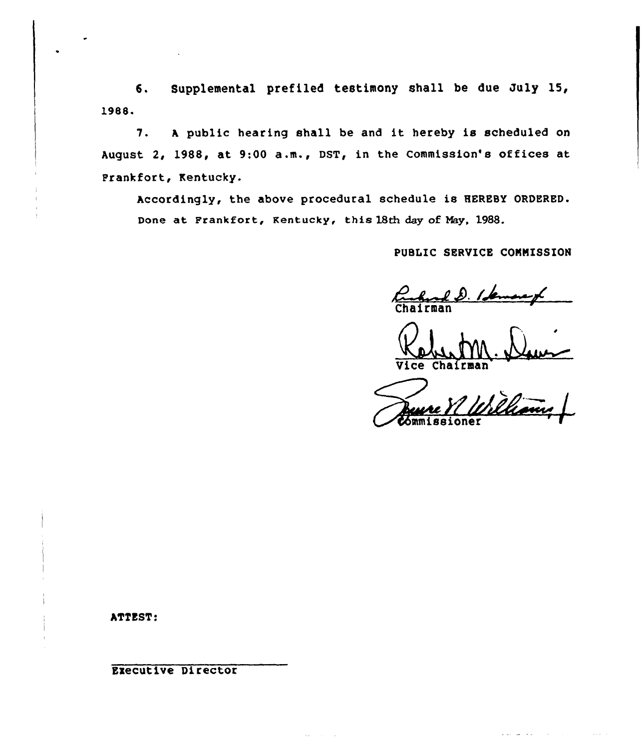6. Supplemental prefiled testimony shall be due July 15, 1988.

7. A public hearing shall be and it hereby is scheduled on August 2, 1988, at 9:00 a.m., DST, in the Commission's offices at Frankfort, Kentucky.

Accordingly, the above procedural schedule is HEREBY ORDERED.

Done at Frankfort, Kentucky, this 18th day of May, 1988.

PUBLIC SERVICE COMMISSION

Chairman

Vice Chairman

Commissioner

ATTEST:

Executive Director